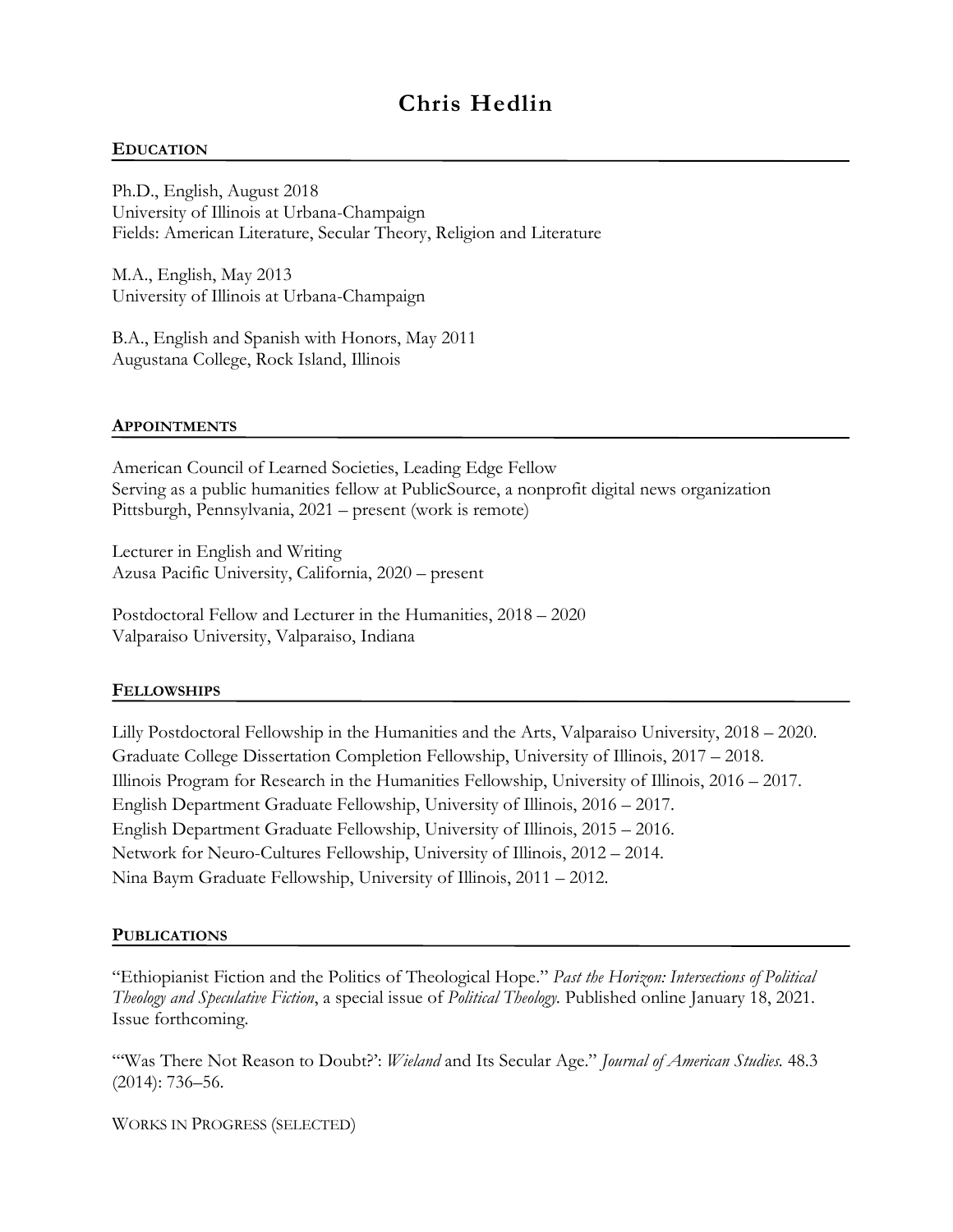# Chris Hedlin

## EDUCATION

Ph.D., English, August 2018
University of Illinois at Urbana-Champaign
Fields: American Literature, Secular Theory, Religion and Literature

M.A., English, May 2013
University of Illinois at Urbana-Champaign

B.A., English and Spanish with Honors, May 2011
Augustana College, Rock Island, Illinois

## APPOINTMENTS

American Council of Learned Societies, Leading Edge Fellow
Serving as a public humanities fellow at PublicSource, a nonprofit digital news organization
Pittsburgh, Pennsylvania, 2021 – present (work is remote)

Lecturer in English and Writing
Azusa Pacific University, California, 2020 – present

Postdoctoral Fellow and Lecturer in the Humanities, 2018 – 2020
Valparaiso University, Valparaiso, Indiana

## FELLOWSHIPS

Lilly Postdoctoral Fellowship in the Humanities and the Arts, Valparaiso University, 2018 – 2020.
Graduate College Dissertation Completion Fellowship, University of Illinois, 2017 – 2018.
Illinois Program for Research in the Humanities Fellowship, University of Illinois, 2016 – 2017.
English Department Graduate Fellowship, University of Illinois, 2016 – 2017.
English Department Graduate Fellowship, University of Illinois, 2015 – 2016.
Network for Neuro-Cultures Fellowship, University of Illinois, 2012 – 2014.
Nina Baym Graduate Fellowship, University of Illinois, 2011 – 2012.

## PUBLICATIONS

"Ethiopianist Fiction and the Politics of Theological Hope." *Past the Horizon: Intersections of Political Theology and Speculative Fiction*, a special issue of *Political Theology.* Published online January 18, 2021. Issue forthcoming.

"'Was There Not Reason to Doubt?': *Wieland* and Its Secular Age." *Journal of American Studies.* 48.3 (2014): 736–56.

### WORKS IN PROGRESS (SELECTED)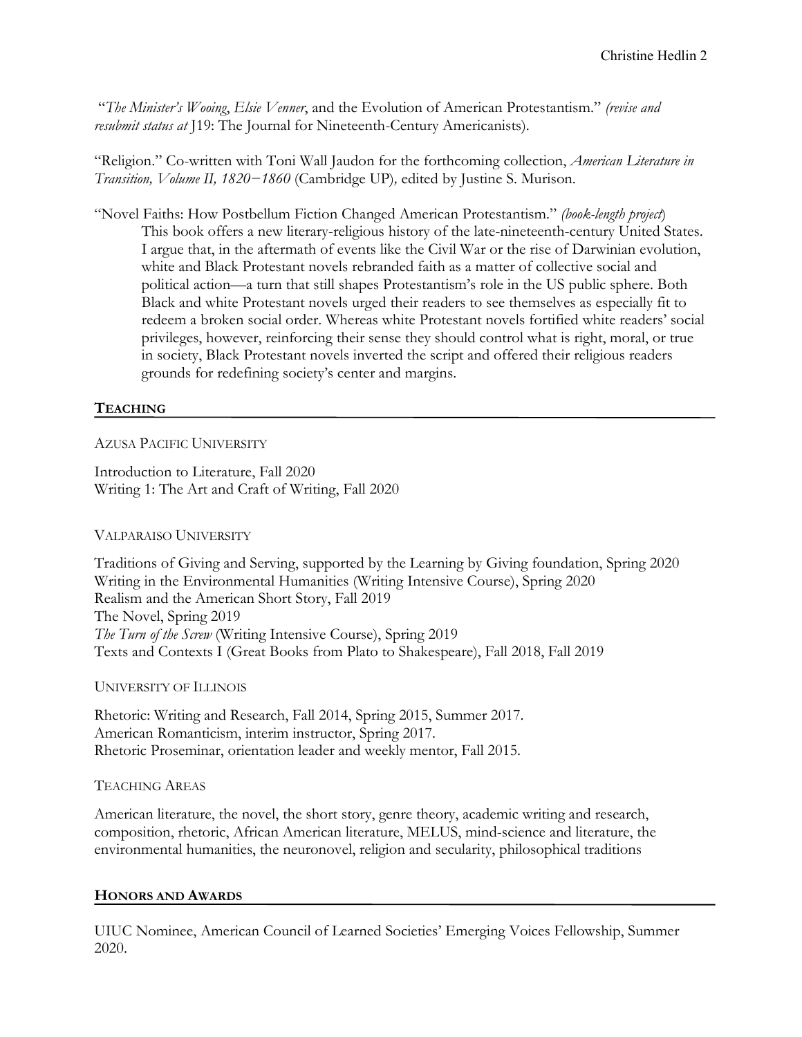"*The Minister's Wooing*, *Elsie Venner*, and the Evolution of American Protestantism." *(revise and resubmit status at* J19: The Journal for Nineteenth-Century Americanists).

"Religion." Co-written with Toni Wall Jaudon for the forthcoming collection, *American Literature in Transition, Volume II, 1820−1860* (Cambridge UP), edited by Justine S. Murison.

"Novel Faiths: How Postbellum Fiction Changed American Protestantism." *(book-length project*)
This book offers a new literary-religious history of the late-nineteenth-century United States. I argue that, in the aftermath of events like the Civil War or the rise of Darwinian evolution, white and Black Protestant novels rebranded faith as a matter of collective social and political action—a turn that still shapes Protestantism's role in the US public sphere. Both Black and white Protestant novels urged their readers to see themselves as especially fit to redeem a broken social order. Whereas white Protestant novels fortified white readers' social privileges, however, reinforcing their sense they should control what is right, moral, or true in society, Black Protestant novels inverted the script and offered their religious readers grounds for redefining society's center and margins.

## TEACHING

AZUSA PACIFIC UNIVERSITY

Introduction to Literature, Fall 2020
Writing 1: The Art and Craft of Writing, Fall 2020

VALPARAISO UNIVERSITY

Traditions of Giving and Serving, supported by the Learning by Giving foundation, Spring 2020
Writing in the Environmental Humanities (Writing Intensive Course), Spring 2020
Realism and the American Short Story, Fall 2019
The Novel, Spring 2019
*The Turn of the Screw* (Writing Intensive Course), Spring 2019
Texts and Contexts I (Great Books from Plato to Shakespeare), Fall 2018, Fall 2019

UNIVERSITY OF ILLINOIS

Rhetoric: Writing and Research, Fall 2014, Spring 2015, Summer 2017.
American Romanticism, interim instructor, Spring 2017.
Rhetoric Proseminar, orientation leader and weekly mentor, Fall 2015.

TEACHING AREAS

American literature, the novel, the short story, genre theory, academic writing and research, composition, rhetoric, African American literature, MELUS, mind-science and literature, the environmental humanities, the neuronovel, religion and secularity, philosophical traditions

## HONORS AND AWARDS

UIUC Nominee, American Council of Learned Societies' Emerging Voices Fellowship, Summer 2020.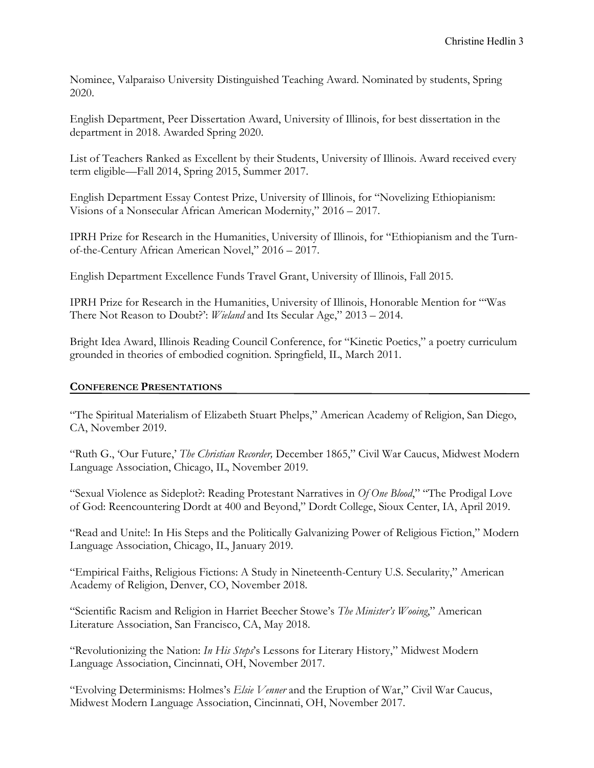Nominee, Valparaiso University Distinguished Teaching Award. Nominated by students, Spring 2020.

English Department, Peer Dissertation Award, University of Illinois, for best dissertation in the department in 2018. Awarded Spring 2020.

List of Teachers Ranked as Excellent by their Students, University of Illinois. Award received every term eligible—Fall 2014, Spring 2015, Summer 2017.

English Department Essay Contest Prize, University of Illinois, for "Novelizing Ethiopianism: Visions of a Nonsecular African American Modernity," 2016 – 2017.

IPRH Prize for Research in the Humanities, University of Illinois, for "Ethiopianism and the Turn-of-the-Century African American Novel," 2016 – 2017.

English Department Excellence Funds Travel Grant, University of Illinois, Fall 2015.

IPRH Prize for Research in the Humanities, University of Illinois, Honorable Mention for "'Was There Not Reason to Doubt?': *Wieland* and Its Secular Age," 2013 – 2014.

Bright Idea Award, Illinois Reading Council Conference, for "Kinetic Poetics," a poetry curriculum grounded in theories of embodied cognition. Springfield, IL, March 2011.

## CONFERENCE PRESENTATIONS

"The Spiritual Materialism of Elizabeth Stuart Phelps," American Academy of Religion, San Diego, CA, November 2019.

"Ruth G., 'Our Future,' *The Christian Recorder,* December 1865," Civil War Caucus, Midwest Modern Language Association, Chicago, IL, November 2019.

"Sexual Violence as Sideplot?: Reading Protestant Narratives in *Of One Blood*," "The Prodigal Love of God: Reencountering Dordt at 400 and Beyond," Dordt College, Sioux Center, IA, April 2019.

"Read and Unite!: In His Steps and the Politically Galvanizing Power of Religious Fiction," Modern Language Association, Chicago, IL, January 2019.

"Empirical Faiths, Religious Fictions: A Study in Nineteenth-Century U.S. Secularity," American Academy of Religion, Denver, CO, November 2018.

"Scientific Racism and Religion in Harriet Beecher Stowe's *The Minister's Wooing*," American Literature Association, San Francisco, CA, May 2018.

"Revolutionizing the Nation: *In His Steps*'s Lessons for Literary History," Midwest Modern Language Association, Cincinnati, OH, November 2017.

"Evolving Determinisms: Holmes's *Elsie Venner* and the Eruption of War," Civil War Caucus, Midwest Modern Language Association, Cincinnati, OH, November 2017.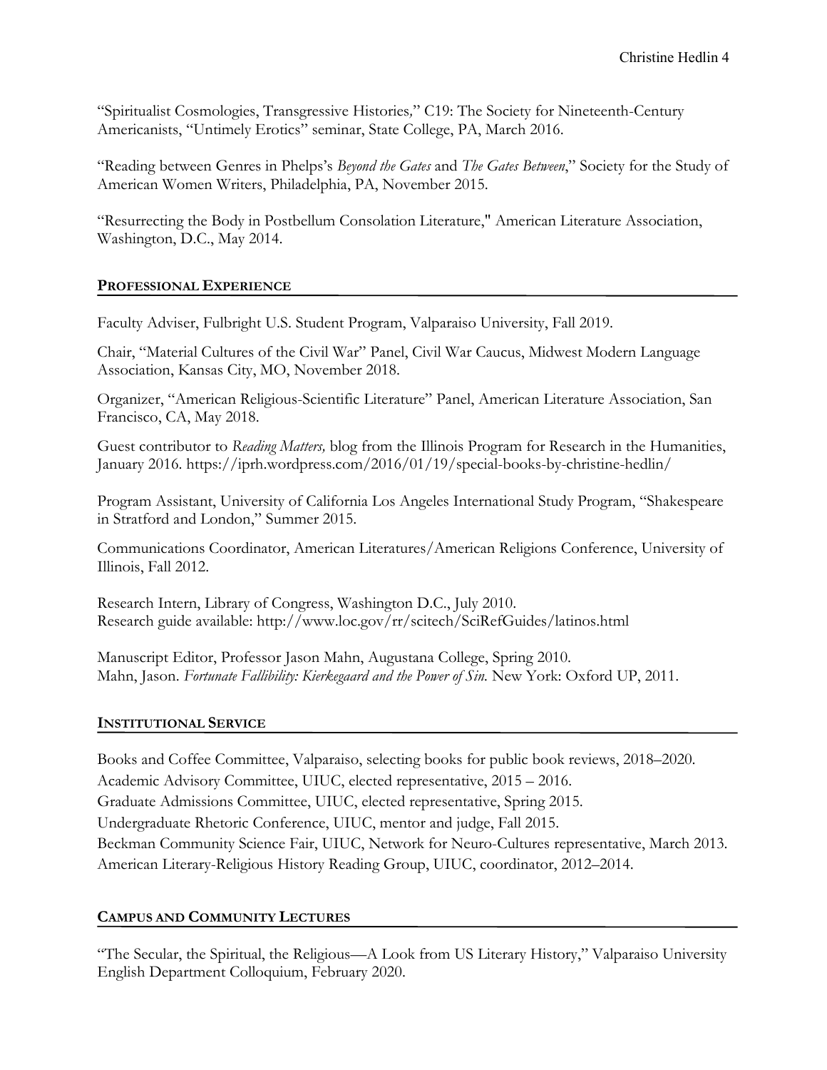"Spiritualist Cosmologies, Transgressive Histories," C19: The Society for Nineteenth-Century Americanists, "Untimely Erotics" seminar, State College, PA, March 2016.

"Reading between Genres in Phelps's *Beyond the Gates* and *The Gates Between*," Society for the Study of American Women Writers, Philadelphia, PA, November 2015.

"Resurrecting the Body in Postbellum Consolation Literature," American Literature Association, Washington, D.C., May 2014.

## PROFESSIONAL EXPERIENCE

Faculty Adviser, Fulbright U.S. Student Program, Valparaiso University, Fall 2019.

Chair, "Material Cultures of the Civil War" Panel, Civil War Caucus, Midwest Modern Language Association, Kansas City, MO, November 2018.

Organizer, "American Religious-Scientific Literature" Panel, American Literature Association, San Francisco, CA, May 2018.

Guest contributor to *Reading Matters,* blog from the Illinois Program for Research in the Humanities, January 2016. https://iprh.wordpress.com/2016/01/19/special-books-by-christine-hedlin/

Program Assistant, University of California Los Angeles International Study Program, "Shakespeare in Stratford and London," Summer 2015.

Communications Coordinator, American Literatures/American Religions Conference, University of Illinois, Fall 2012.

Research Intern, Library of Congress, Washington D.C., July 2010.
Research guide available: http://www.loc.gov/rr/scitech/SciRefGuides/latinos.html

Manuscript Editor, Professor Jason Mahn, Augustana College, Spring 2010.
Mahn, Jason. *Fortunate Fallibility: Kierkegaard and the Power of Sin.* New York: Oxford UP, 2011.

## INSTITUTIONAL SERVICE

Books and Coffee Committee, Valparaiso, selecting books for public book reviews, 2018–2020.
Academic Advisory Committee, UIUC, elected representative, 2015 – 2016.
Graduate Admissions Committee, UIUC, elected representative, Spring 2015.
Undergraduate Rhetoric Conference, UIUC, mentor and judge, Fall 2015.
Beckman Community Science Fair, UIUC, Network for Neuro-Cultures representative, March 2013.
American Literary-Religious History Reading Group, UIUC, coordinator, 2012–2014.

## CAMPUS AND COMMUNITY LECTURES

"The Secular, the Spiritual, the Religious—A Look from US Literary History," Valparaiso University English Department Colloquium, February 2020.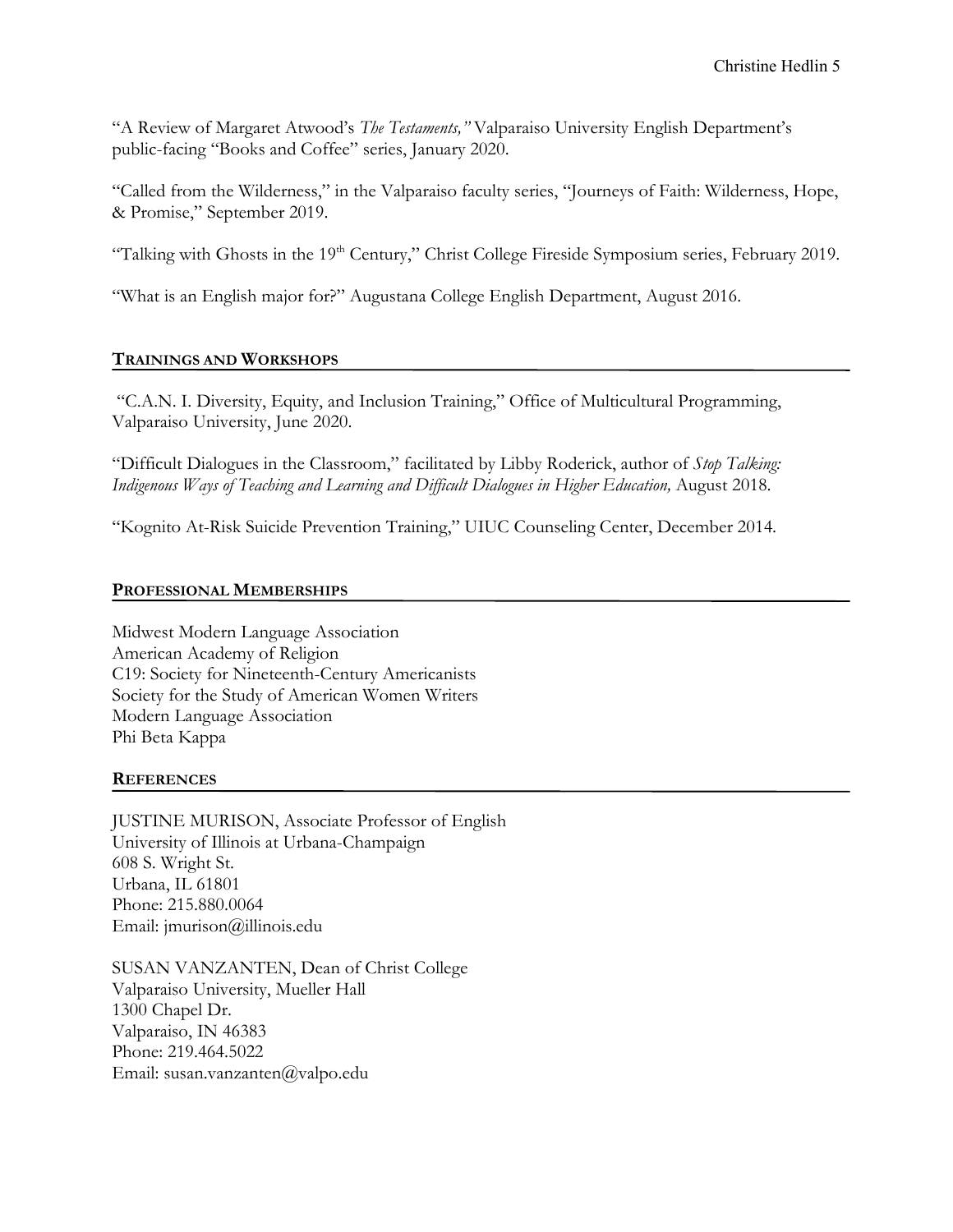"A Review of Margaret Atwood's *The Testaments,"* Valparaiso University English Department's public-facing "Books and Coffee" series, January 2020.

"Called from the Wilderness," in the Valparaiso faculty series, "Journeys of Faith: Wilderness, Hope, & Promise," September 2019.

"Talking with Ghosts in the 19th Century," Christ College Fireside Symposium series, February 2019.

"What is an English major for?" Augustana College English Department, August 2016.

## TRAININGS AND WORKSHOPS

"C.A.N. I. Diversity, Equity, and Inclusion Training," Office of Multicultural Programming, Valparaiso University, June 2020.

"Difficult Dialogues in the Classroom," facilitated by Libby Roderick, author of *Stop Talking: Indigenous Ways of Teaching and Learning and Difficult Dialogues in Higher Education,* August 2018.

"Kognito At-Risk Suicide Prevention Training," UIUC Counseling Center, December 2014.

## PROFESSIONAL MEMBERSHIPS

Midwest Modern Language Association
American Academy of Religion
C19: Society for Nineteenth-Century Americanists
Society for the Study of American Women Writers
Modern Language Association
Phi Beta Kappa

## REFERENCES

JUSTINE MURISON, Associate Professor of English
University of Illinois at Urbana-Champaign
608 S. Wright St.
Urbana, IL 61801
Phone: 215.880.0064
Email: jmurison@illinois.edu

SUSAN VANZANTEN, Dean of Christ College
Valparaiso University, Mueller Hall
1300 Chapel Dr.
Valparaiso, IN 46383
Phone: 219.464.5022
Email: susan.vanzanten@valpo.edu